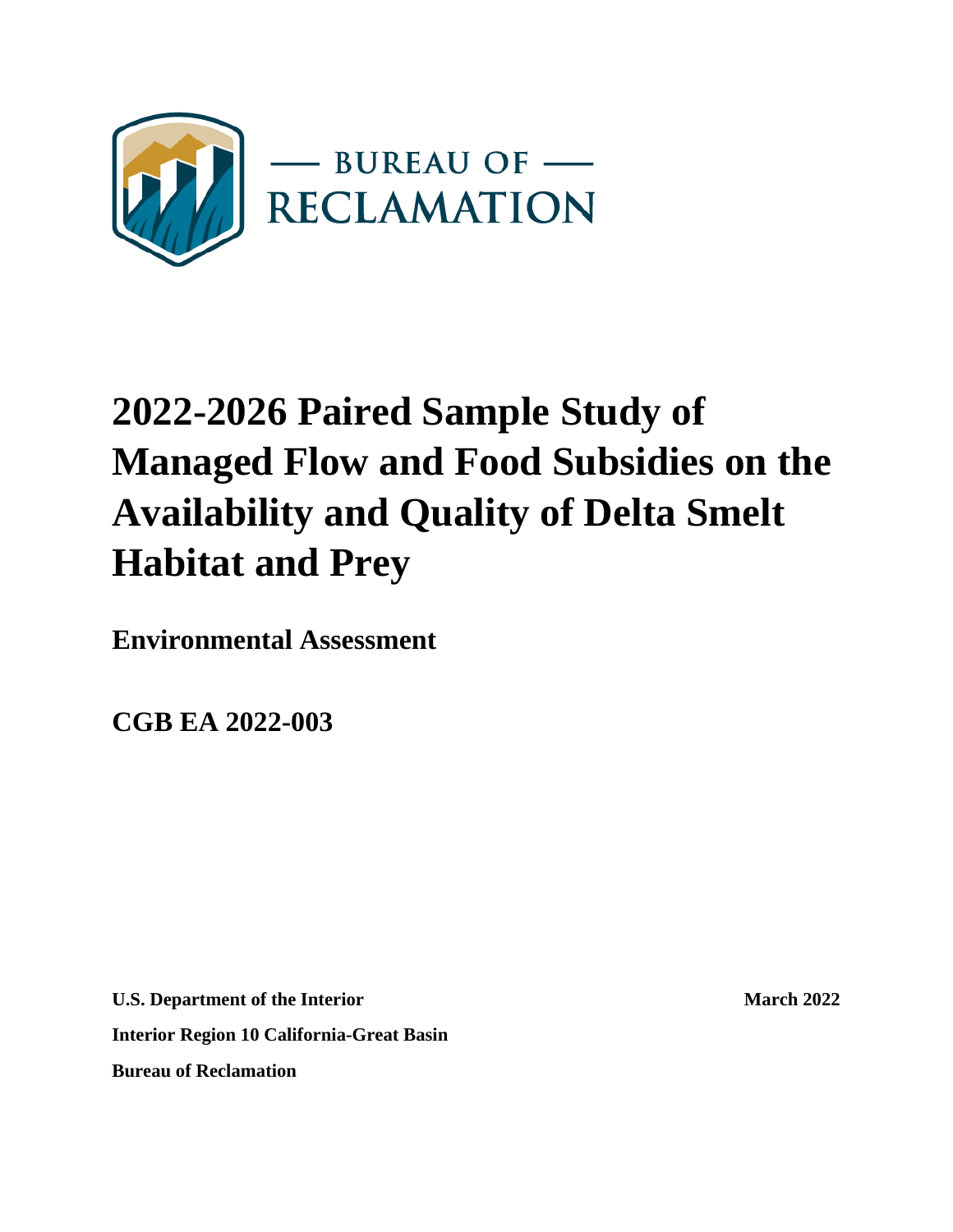— BUREAU OF —
RECLAMATION

# 2022-2026 Paired Sample Study of Managed Flow and Food Subsidies on the Availability and Quality of Delta Smelt Habitat and Prey

## Environmental Assessment

## CGB EA 2022-003

**U.S. Department of the Interior** **March 2022**

**Interior Region 10 California-Great Basin**

**Bureau of Reclamation**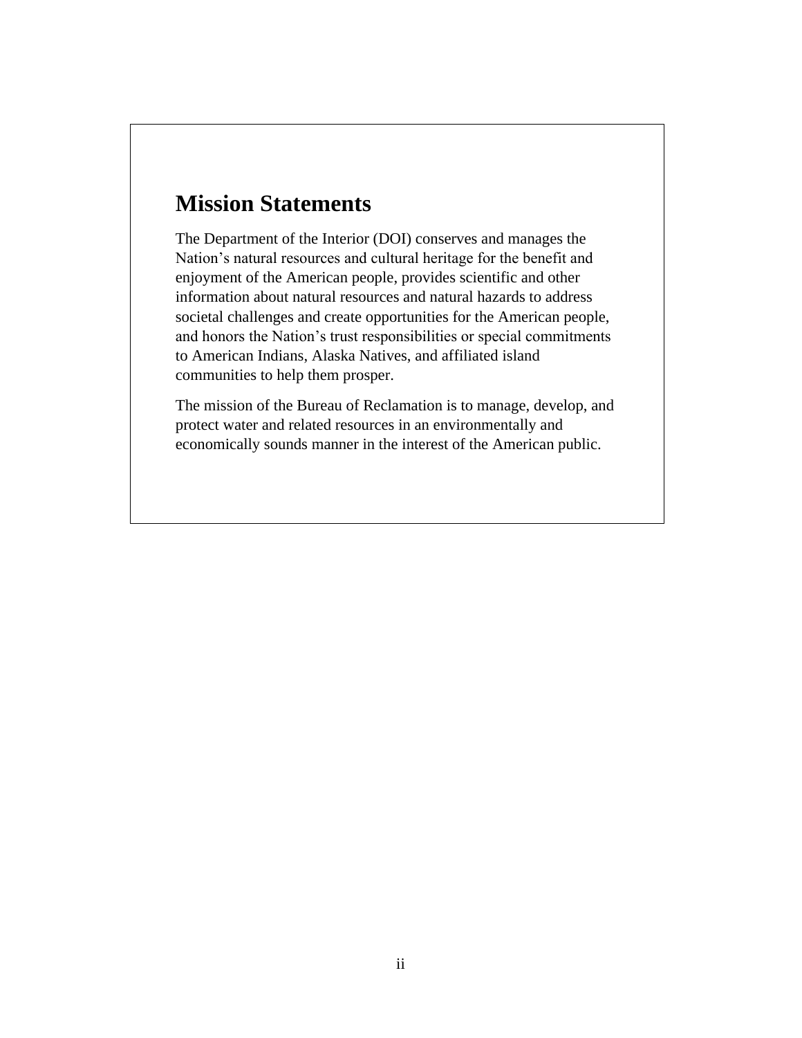# Mission Statements

The Department of the Interior (DOI) conserves and manages the Nation's natural resources and cultural heritage for the benefit and enjoyment of the American people, provides scientific and other information about natural resources and natural hazards to address societal challenges and create opportunities for the American people, and honors the Nation's trust responsibilities or special commitments to American Indians, Alaska Natives, and affiliated island communities to help them prosper.

The mission of the Bureau of Reclamation is to manage, develop, and protect water and related resources in an environmentally and economically sounds manner in the interest of the American public.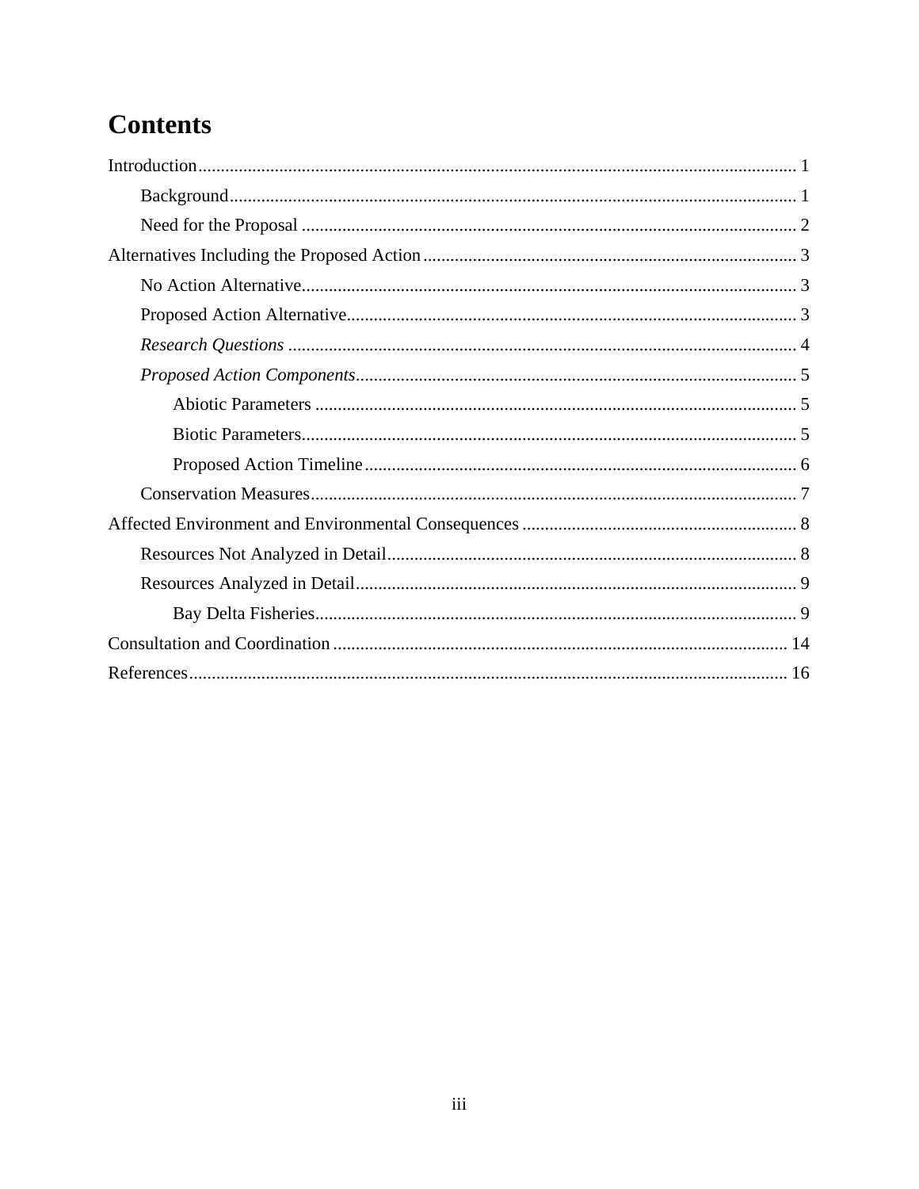# Contents

Introduction .................................................................................................................... 1

- Background ............................................................................................................. 1
- Need for the Proposal ............................................................................................. 2

Alternatives Including the Proposed Action .................................................................. 3

- No Action Alternative ............................................................................................. 3
- Proposed Action Alternative ................................................................................... 3
- *Research Questions* ................................................................................................ 4
- *Proposed Action Components* ................................................................................. 5
    - Abiotic Parameters ............................................................................................ 5
    - Biotic Parameters ............................................................................................... 5
    - Proposed Action Timeline ................................................................................. 6
- Conservation Measures ........................................................................................... 7

Affected Environment and Environmental Consequences ............................................. 8

- Resources Not Analyzed in Detail ........................................................................... 8
- Resources Analyzed in Detail .................................................................................. 9
    - Bay Delta Fisheries ............................................................................................ 9

Consultation and Coordination ..................................................................................... 14

References ..................................................................................................................... 16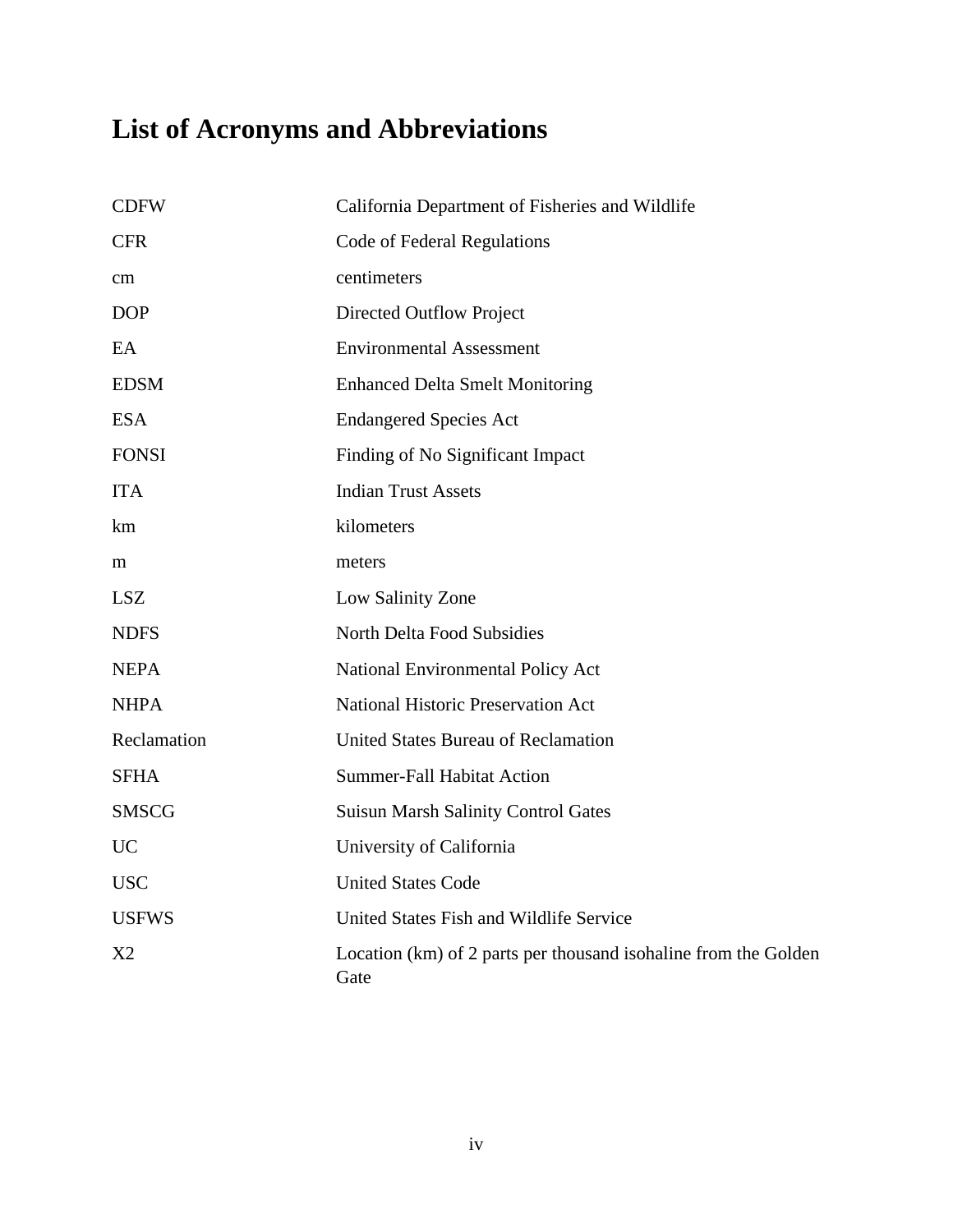# List of Acronyms and Abbreviations

| | |
|---|---|
| CDFW | California Department of Fisheries and Wildlife |
| CFR | Code of Federal Regulations |
| cm | centimeters |
| DOP | Directed Outflow Project |
| EA | Environmental Assessment |
| EDSM | Enhanced Delta Smelt Monitoring |
| ESA | Endangered Species Act |
| FONSI | Finding of No Significant Impact |
| ITA | Indian Trust Assets |
| km | kilometers |
| m | meters |
| LSZ | Low Salinity Zone |
| NDFS | North Delta Food Subsidies |
| NEPA | National Environmental Policy Act |
| NHPA | National Historic Preservation Act |
| Reclamation | United States Bureau of Reclamation |
| SFHA | Summer-Fall Habitat Action |
| SMSCG | Suisun Marsh Salinity Control Gates |
| UC | University of California |
| USC | United States Code |
| USFWS | United States Fish and Wildlife Service |
| X2 | Location (km) of 2 parts per thousand isohaline from the Golden Gate |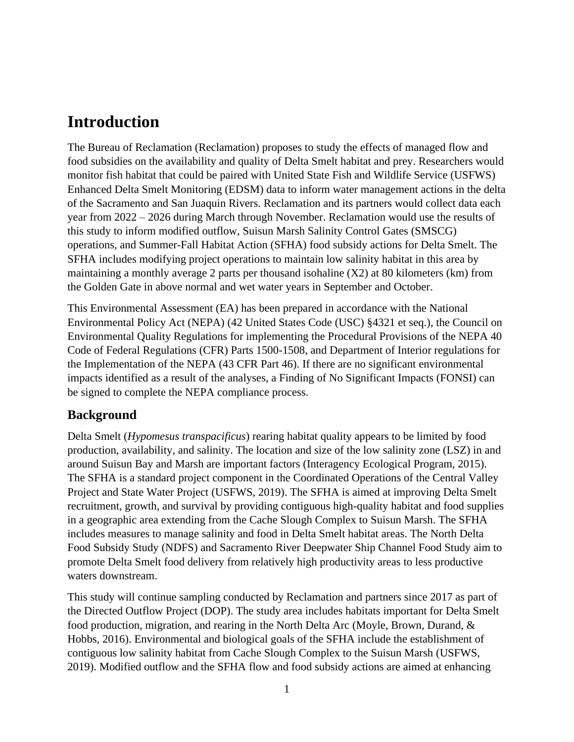# Introduction

The Bureau of Reclamation (Reclamation) proposes to study the effects of managed flow and food subsidies on the availability and quality of Delta Smelt habitat and prey. Researchers would monitor fish habitat that could be paired with United State Fish and Wildlife Service (USFWS) Enhanced Delta Smelt Monitoring (EDSM) data to inform water management actions in the delta of the Sacramento and San Juaquin Rivers. Reclamation and its partners would collect data each year from 2022 – 2026 during March through November. Reclamation would use the results of this study to inform modified outflow, Suisun Marsh Salinity Control Gates (SMSCG) operations, and Summer-Fall Habitat Action (SFHA) food subsidy actions for Delta Smelt. The SFHA includes modifying project operations to maintain low salinity habitat in this area by maintaining a monthly average 2 parts per thousand isohaline (X2) at 80 kilometers (km) from the Golden Gate in above normal and wet water years in September and October.

This Environmental Assessment (EA) has been prepared in accordance with the National Environmental Policy Act (NEPA) (42 United States Code (USC) §4321 et seq.), the Council on Environmental Quality Regulations for implementing the Procedural Provisions of the NEPA 40 Code of Federal Regulations (CFR) Parts 1500-1508, and Department of Interior regulations for the Implementation of the NEPA (43 CFR Part 46). If there are no significant environmental impacts identified as a result of the analyses, a Finding of No Significant Impacts (FONSI) can be signed to complete the NEPA compliance process.

## Background

Delta Smelt (*Hypomesus transpacificus*) rearing habitat quality appears to be limited by food production, availability, and salinity. The location and size of the low salinity zone (LSZ) in and around Suisun Bay and Marsh are important factors (Interagency Ecological Program, 2015). The SFHA is a standard project component in the Coordinated Operations of the Central Valley Project and State Water Project (USFWS, 2019). The SFHA is aimed at improving Delta Smelt recruitment, growth, and survival by providing contiguous high-quality habitat and food supplies in a geographic area extending from the Cache Slough Complex to Suisun Marsh. The SFHA includes measures to manage salinity and food in Delta Smelt habitat areas. The North Delta Food Subsidy Study (NDFS) and Sacramento River Deepwater Ship Channel Food Study aim to promote Delta Smelt food delivery from relatively high productivity areas to less productive waters downstream.

This study will continue sampling conducted by Reclamation and partners since 2017 as part of the Directed Outflow Project (DOP). The study area includes habitats important for Delta Smelt food production, migration, and rearing in the North Delta Arc (Moyle, Brown, Durand, & Hobbs, 2016). Environmental and biological goals of the SFHA include the establishment of contiguous low salinity habitat from Cache Slough Complex to the Suisun Marsh (USFWS, 2019). Modified outflow and the SFHA flow and food subsidy actions are aimed at enhancing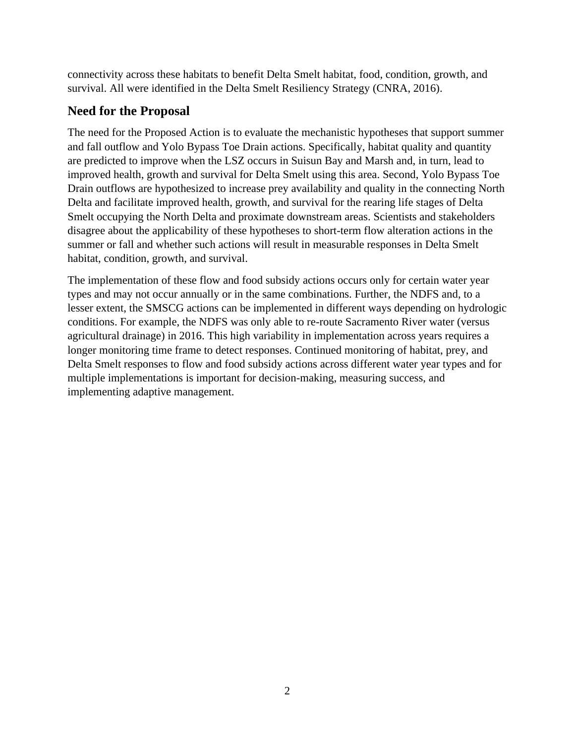connectivity across these habitats to benefit Delta Smelt habitat, food, condition, growth, and survival. All were identified in the Delta Smelt Resiliency Strategy (CNRA, 2016).

## Need for the Proposal

The need for the Proposed Action is to evaluate the mechanistic hypotheses that support summer and fall outflow and Yolo Bypass Toe Drain actions. Specifically, habitat quality and quantity are predicted to improve when the LSZ occurs in Suisun Bay and Marsh and, in turn, lead to improved health, growth and survival for Delta Smelt using this area. Second, Yolo Bypass Toe Drain outflows are hypothesized to increase prey availability and quality in the connecting North Delta and facilitate improved health, growth, and survival for the rearing life stages of Delta Smelt occupying the North Delta and proximate downstream areas. Scientists and stakeholders disagree about the applicability of these hypotheses to short-term flow alteration actions in the summer or fall and whether such actions will result in measurable responses in Delta Smelt habitat, condition, growth, and survival.

The implementation of these flow and food subsidy actions occurs only for certain water year types and may not occur annually or in the same combinations. Further, the NDFS and, to a lesser extent, the SMSCG actions can be implemented in different ways depending on hydrologic conditions. For example, the NDFS was only able to re-route Sacramento River water (versus agricultural drainage) in 2016. This high variability in implementation across years requires a longer monitoring time frame to detect responses. Continued monitoring of habitat, prey, and Delta Smelt responses to flow and food subsidy actions across different water year types and for multiple implementations is important for decision-making, measuring success, and implementing adaptive management.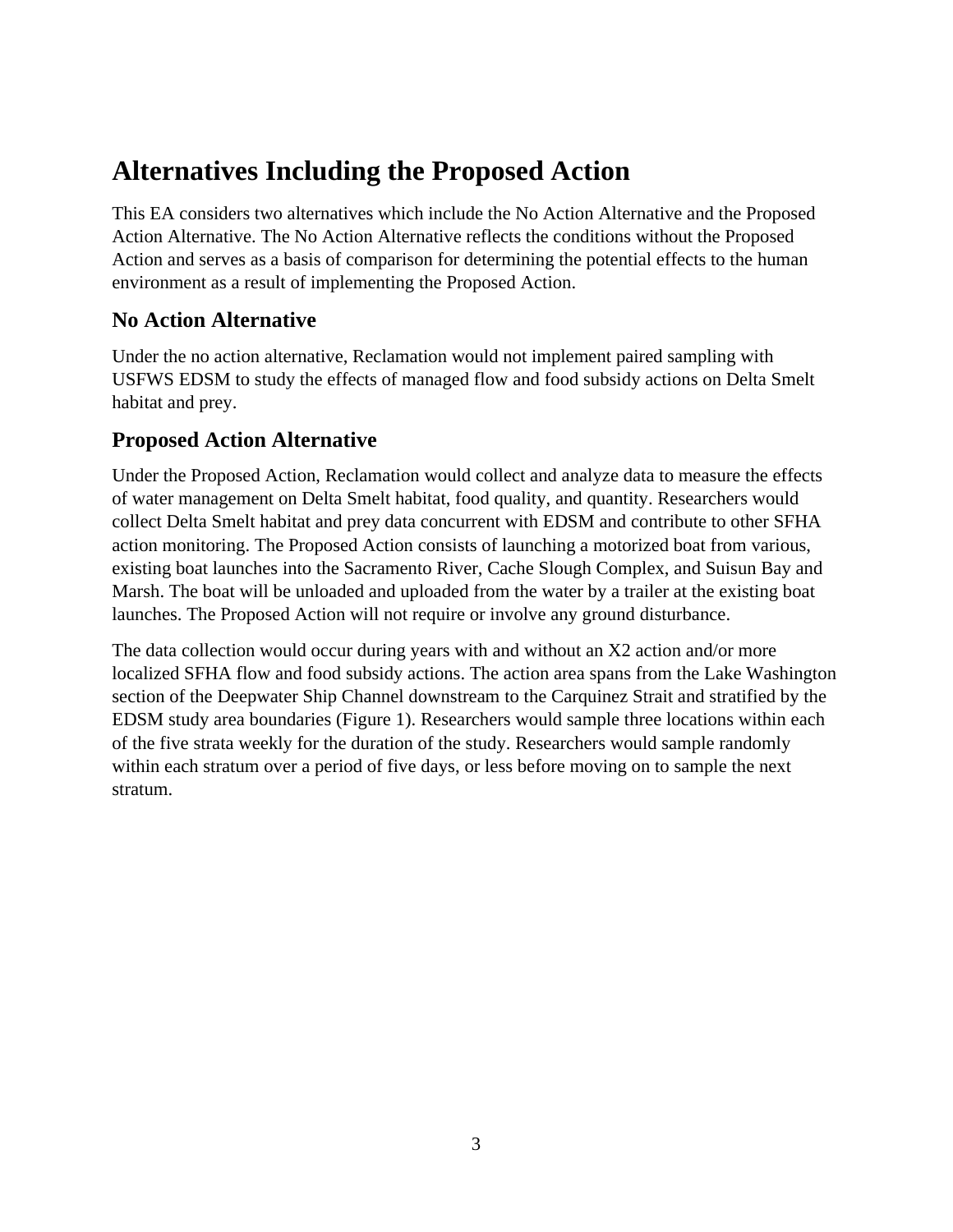# Alternatives Including the Proposed Action

This EA considers two alternatives which include the No Action Alternative and the Proposed Action Alternative. The No Action Alternative reflects the conditions without the Proposed Action and serves as a basis of comparison for determining the potential effects to the human environment as a result of implementing the Proposed Action.

## No Action Alternative

Under the no action alternative, Reclamation would not implement paired sampling with USFWS EDSM to study the effects of managed flow and food subsidy actions on Delta Smelt habitat and prey.

## Proposed Action Alternative

Under the Proposed Action, Reclamation would collect and analyze data to measure the effects of water management on Delta Smelt habitat, food quality, and quantity. Researchers would collect Delta Smelt habitat and prey data concurrent with EDSM and contribute to other SFHA action monitoring. The Proposed Action consists of launching a motorized boat from various, existing boat launches into the Sacramento River, Cache Slough Complex, and Suisun Bay and Marsh. The boat will be unloaded and uploaded from the water by a trailer at the existing boat launches. The Proposed Action will not require or involve any ground disturbance.

The data collection would occur during years with and without an X2 action and/or more localized SFHA flow and food subsidy actions. The action area spans from the Lake Washington section of the Deepwater Ship Channel downstream to the Carquinez Strait and stratified by the EDSM study area boundaries (Figure 1). Researchers would sample three locations within each of the five strata weekly for the duration of the study. Researchers would sample randomly within each stratum over a period of five days, or less before moving on to sample the next stratum.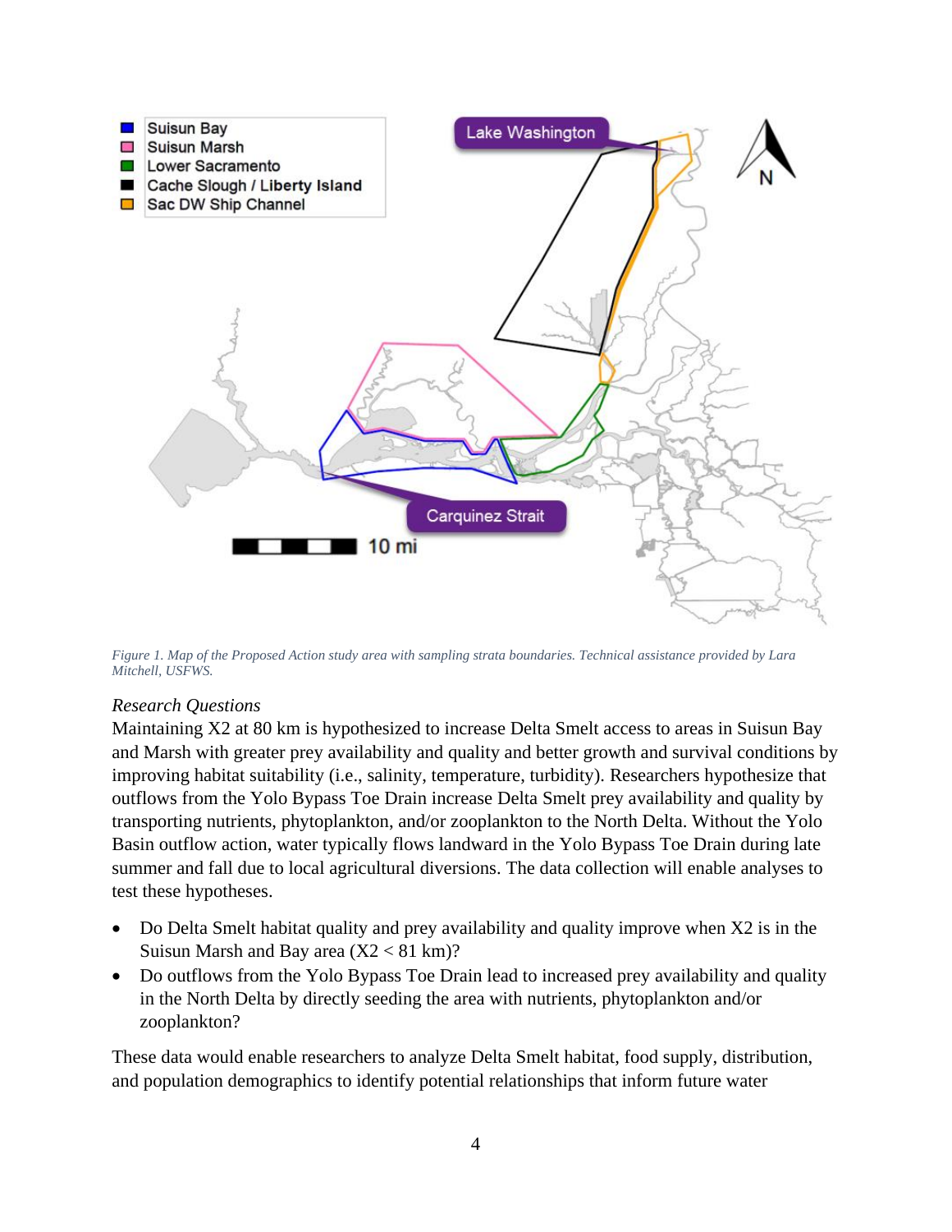*Figure 1. Map of the Proposed Action study area with sampling strata boundaries. Technical assistance provided by Lara Mitchell, USFWS.*

*Research Questions*

Maintaining X2 at 80 km is hypothesized to increase Delta Smelt access to areas in Suisun Bay and Marsh with greater prey availability and quality and better growth and survival conditions by improving habitat suitability (i.e., salinity, temperature, turbidity). Researchers hypothesize that outflows from the Yolo Bypass Toe Drain increase Delta Smelt prey availability and quality by transporting nutrients, phytoplankton, and/or zooplankton to the North Delta. Without the Yolo Basin outflow action, water typically flows landward in the Yolo Bypass Toe Drain during late summer and fall due to local agricultural diversions. The data collection will enable analyses to test these hypotheses.

- Do Delta Smelt habitat quality and prey availability and quality improve when X2 is in the Suisun Marsh and Bay area (X2 < 81 km)?
- Do outflows from the Yolo Bypass Toe Drain lead to increased prey availability and quality in the North Delta by directly seeding the area with nutrients, phytoplankton and/or zooplankton?

These data would enable researchers to analyze Delta Smelt habitat, food supply, distribution, and population demographics to identify potential relationships that inform future water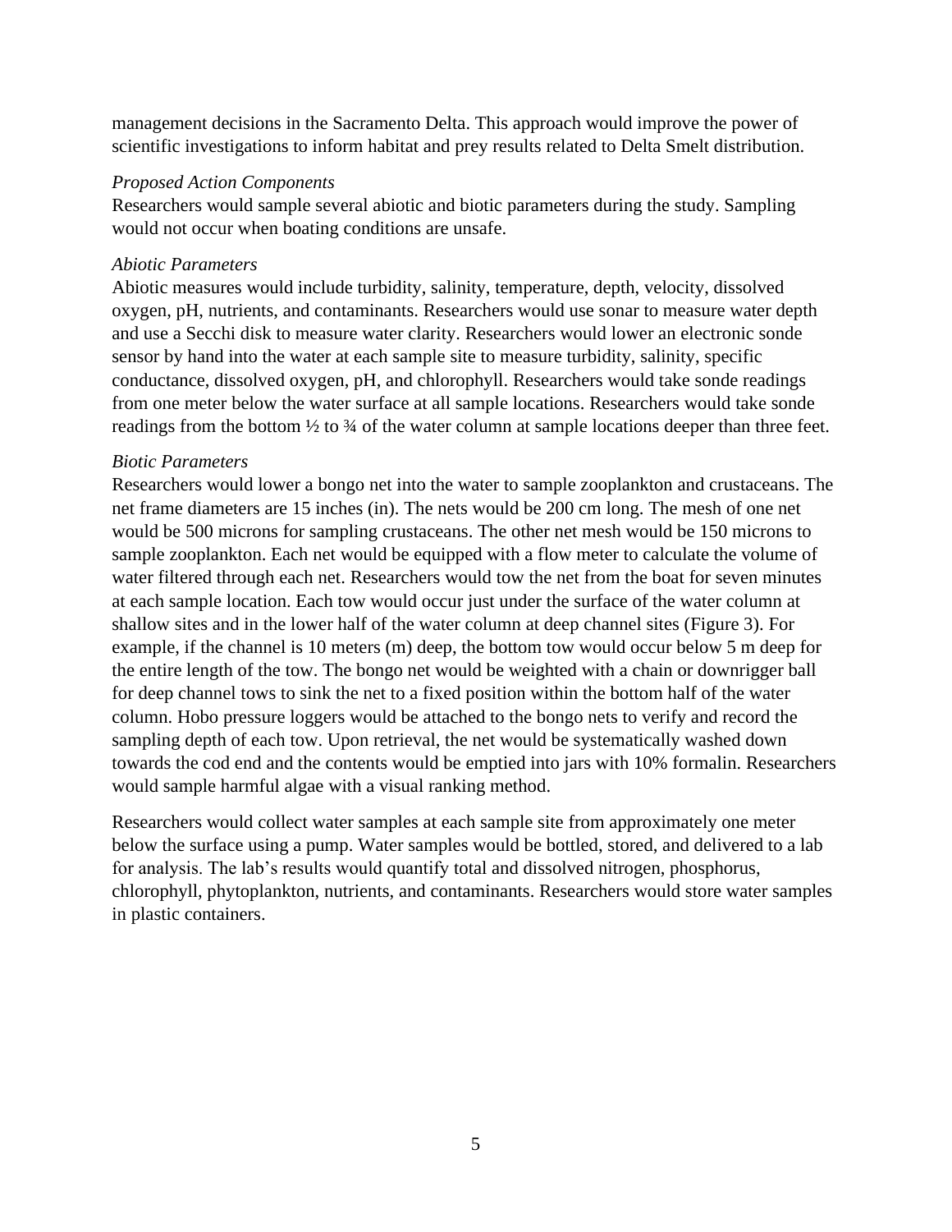management decisions in the Sacramento Delta. This approach would improve the power of scientific investigations to inform habitat and prey results related to Delta Smelt distribution.

*Proposed Action Components*

Researchers would sample several abiotic and biotic parameters during the study. Sampling would not occur when boating conditions are unsafe.

*Abiotic Parameters*

Abiotic measures would include turbidity, salinity, temperature, depth, velocity, dissolved oxygen, pH, nutrients, and contaminants. Researchers would use sonar to measure water depth and use a Secchi disk to measure water clarity. Researchers would lower an electronic sonde sensor by hand into the water at each sample site to measure turbidity, salinity, specific conductance, dissolved oxygen, pH, and chlorophyll. Researchers would take sonde readings from one meter below the water surface at all sample locations. Researchers would take sonde readings from the bottom ½ to ¾ of the water column at sample locations deeper than three feet.

*Biotic Parameters*

Researchers would lower a bongo net into the water to sample zooplankton and crustaceans. The net frame diameters are 15 inches (in). The nets would be 200 cm long. The mesh of one net would be 500 microns for sampling crustaceans. The other net mesh would be 150 microns to sample zooplankton. Each net would be equipped with a flow meter to calculate the volume of water filtered through each net. Researchers would tow the net from the boat for seven minutes at each sample location. Each tow would occur just under the surface of the water column at shallow sites and in the lower half of the water column at deep channel sites (Figure 3). For example, if the channel is 10 meters (m) deep, the bottom tow would occur below 5 m deep for the entire length of the tow. The bongo net would be weighted with a chain or downrigger ball for deep channel tows to sink the net to a fixed position within the bottom half of the water column. Hobo pressure loggers would be attached to the bongo nets to verify and record the sampling depth of each tow. Upon retrieval, the net would be systematically washed down towards the cod end and the contents would be emptied into jars with 10% formalin. Researchers would sample harmful algae with a visual ranking method.

Researchers would collect water samples at each sample site from approximately one meter below the surface using a pump. Water samples would be bottled, stored, and delivered to a lab for analysis. The lab's results would quantify total and dissolved nitrogen, phosphorus, chlorophyll, phytoplankton, nutrients, and contaminants. Researchers would store water samples in plastic containers.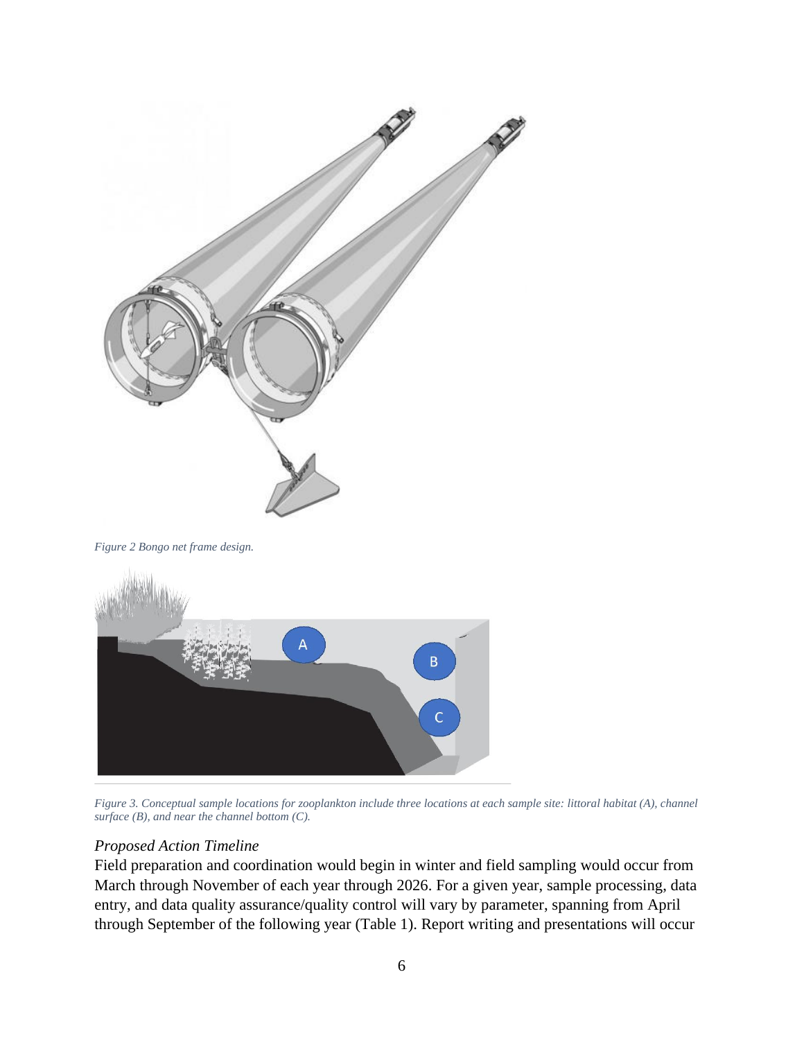*Figure 2 Bongo net frame design.*

*Figure 3. Conceptual sample locations for zooplankton include three locations at each sample site: littoral habitat (A), channel surface (B), and near the channel bottom (C).*

### *Proposed Action Timeline*

Field preparation and coordination would begin in winter and field sampling would occur from March through November of each year through 2026. For a given year, sample processing, data entry, and data quality assurance/quality control will vary by parameter, spanning from April through September of the following year (Table 1). Report writing and presentations will occur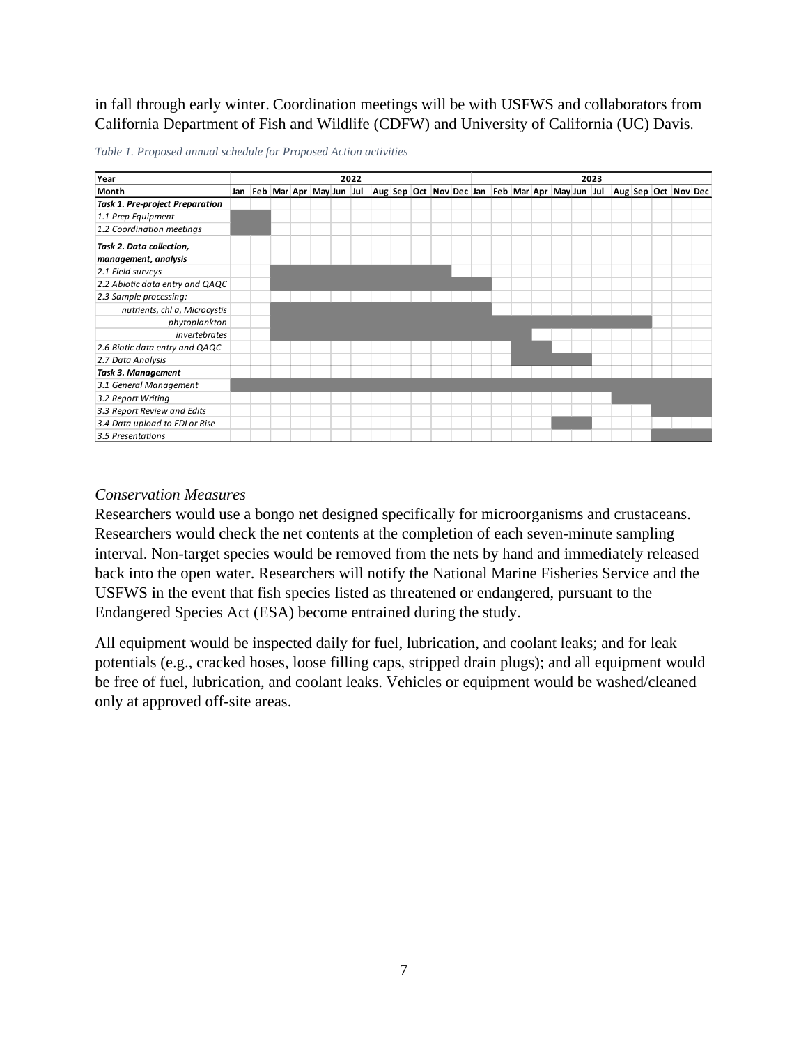in fall through early winter. Coordination meetings will be with USFWS and collaborators from California Department of Fish and Wildlife (CDFW) and University of California (UC) Davis.

*Table 1. Proposed annual schedule for Proposed Action activities*

| Year | 2022 | | | | | | | | | | | | 2023 | | | | | | | | | | | |
|---|---|---|---|---|---|---|---|---|---|---|---|---|---|---|---|---|---|---|---|---|---|---|---|---|
| Month | Jan | Feb | Mar | Apr | May | Jun | Jul | Aug | Sep | Oct | Nov | Dec | Jan | Feb | Mar | Apr | May | Jun | Jul | Aug | Sep | Oct | Nov | Dec |
| ***Task 1. Pre-project Preparation*** | | | | | | | | | | | | | | | | | | | | | | | | |
| *1.1 Prep Equipment* | X | X | | | | | | | | | | | | | | | | | | | | | | |
| *1.2 Coordination meetings* | X | X | | | | | | | | | | | | | | | | | | | | | | |
| ***Task 2. Data collection, management, analysis*** | | | | | | | | | | | | | | | | | | | | | | | | |
| *2.1 Field surveys* | | | X | X | X | X | X | X | X | X | X | | | | | | | | | | | | | |
| *2.2 Abiotic data entry and QAQC* | | | X | X | X | X | X | X | X | X | X | X | X | | | | | | | | | | | |
| *2.3 Sample processing:* | | | | | | | | | | | | | | | | | | | | | | | | |
| *nutrients, chl a, Microcystis* | | | X | X | X | X | X | X | X | X | X | X | X | | | | | | | | | | | |
| *phytoplankton* | | | X | X | X | X | X | X | X | X | X | X | X | X | X | X | X | X | X | X | X | | | |
| *invertebrates* | | | X | X | X | X | X | X | X | X | X | X | X | X | X | | | | | | | | | |
| *2.6 Biotic data entry and QAQC* | | | | | | | | | | | | | | | X | X | | | | | | | | |
| *2.7 Data Analysis* | | | | | | | | | | | | | | | X | X | X | X | | | | | | |
| ***Task 3. Management*** | | | | | | | | | | | | | | | | | | | | | | | | |
| *3.1 General Management* | X | X | X | X | X | X | X | X | X | X | X | X | X | X | X | X | X | X | X | X | X | X | X | X |
| *3.2 Report Writing* | | | | | | | | | | | | | | | | | | | | X | X | X | X | X |
| *3.3 Report Review and Edits* | | | | | | | | | | | | | | | | | | | | | | X | X | X |
| *3.4 Data upload to EDI or Rise* | | | | | | | | | | | | | | | | | X | X | | | | | | |
| *3.5 Presentations* | | | | | | | | | | | | | | | | | | | | | | X | X | X |

### *Conservation Measures*

Researchers would use a bongo net designed specifically for microorganisms and crustaceans. Researchers would check the net contents at the completion of each seven-minute sampling interval. Non-target species would be removed from the nets by hand and immediately released back into the open water. Researchers will notify the National Marine Fisheries Service and the USFWS in the event that fish species listed as threatened or endangered, pursuant to the Endangered Species Act (ESA) become entrained during the study.

All equipment would be inspected daily for fuel, lubrication, and coolant leaks; and for leak potentials (e.g., cracked hoses, loose filling caps, stripped drain plugs); and all equipment would be free of fuel, lubrication, and coolant leaks. Vehicles or equipment would be washed/cleaned only at approved off-site areas.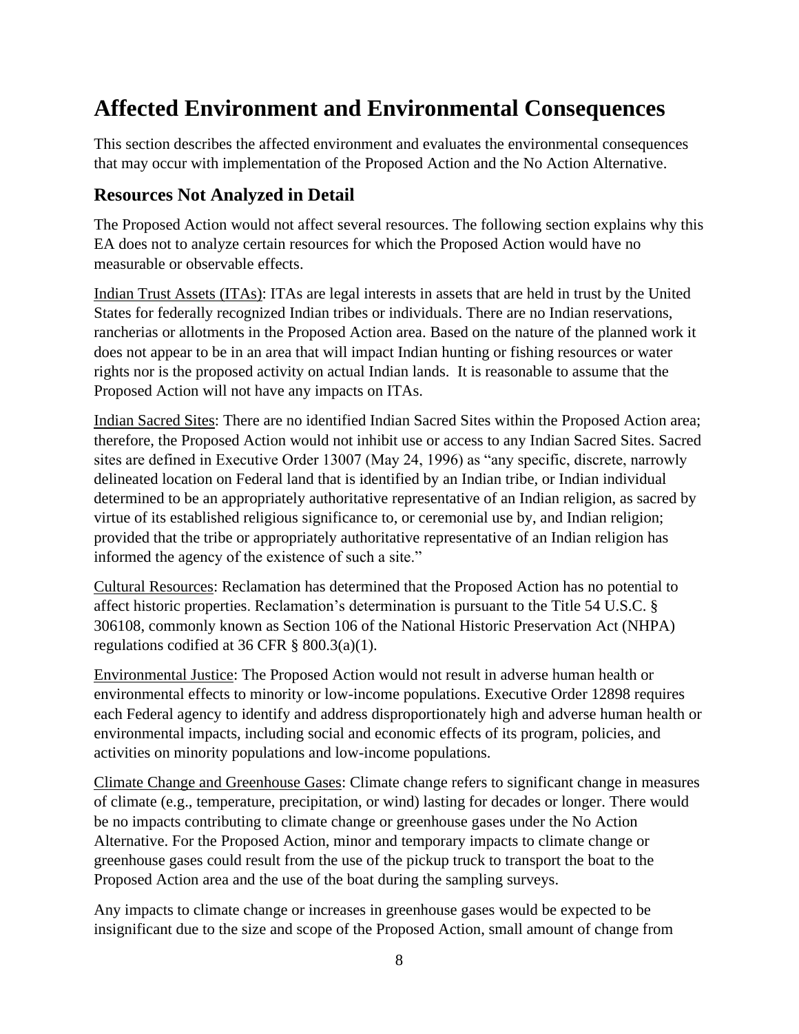# Affected Environment and Environmental Consequences

This section describes the affected environment and evaluates the environmental consequences that may occur with implementation of the Proposed Action and the No Action Alternative.

## Resources Not Analyzed in Detail

The Proposed Action would not affect several resources. The following section explains why this EA does not to analyze certain resources for which the Proposed Action would have no measurable or observable effects.

Indian Trust Assets (ITAs): ITAs are legal interests in assets that are held in trust by the United States for federally recognized Indian tribes or individuals. There are no Indian reservations, rancherias or allotments in the Proposed Action area. Based on the nature of the planned work it does not appear to be in an area that will impact Indian hunting or fishing resources or water rights nor is the proposed activity on actual Indian lands. It is reasonable to assume that the Proposed Action will not have any impacts on ITAs.

Indian Sacred Sites: There are no identified Indian Sacred Sites within the Proposed Action area; therefore, the Proposed Action would not inhibit use or access to any Indian Sacred Sites. Sacred sites are defined in Executive Order 13007 (May 24, 1996) as "any specific, discrete, narrowly delineated location on Federal land that is identified by an Indian tribe, or Indian individual determined to be an appropriately authoritative representative of an Indian religion, as sacred by virtue of its established religious significance to, or ceremonial use by, and Indian religion; provided that the tribe or appropriately authoritative representative of an Indian religion has informed the agency of the existence of such a site."

Cultural Resources: Reclamation has determined that the Proposed Action has no potential to affect historic properties. Reclamation's determination is pursuant to the Title 54 U.S.C. § 306108, commonly known as Section 106 of the National Historic Preservation Act (NHPA) regulations codified at 36 CFR § 800.3(a)(1).

Environmental Justice: The Proposed Action would not result in adverse human health or environmental effects to minority or low-income populations. Executive Order 12898 requires each Federal agency to identify and address disproportionately high and adverse human health or environmental impacts, including social and economic effects of its program, policies, and activities on minority populations and low-income populations.

Climate Change and Greenhouse Gases: Climate change refers to significant change in measures of climate (e.g., temperature, precipitation, or wind) lasting for decades or longer. There would be no impacts contributing to climate change or greenhouse gases under the No Action Alternative. For the Proposed Action, minor and temporary impacts to climate change or greenhouse gases could result from the use of the pickup truck to transport the boat to the Proposed Action area and the use of the boat during the sampling surveys.

Any impacts to climate change or increases in greenhouse gases would be expected to be insignificant due to the size and scope of the Proposed Action, small amount of change from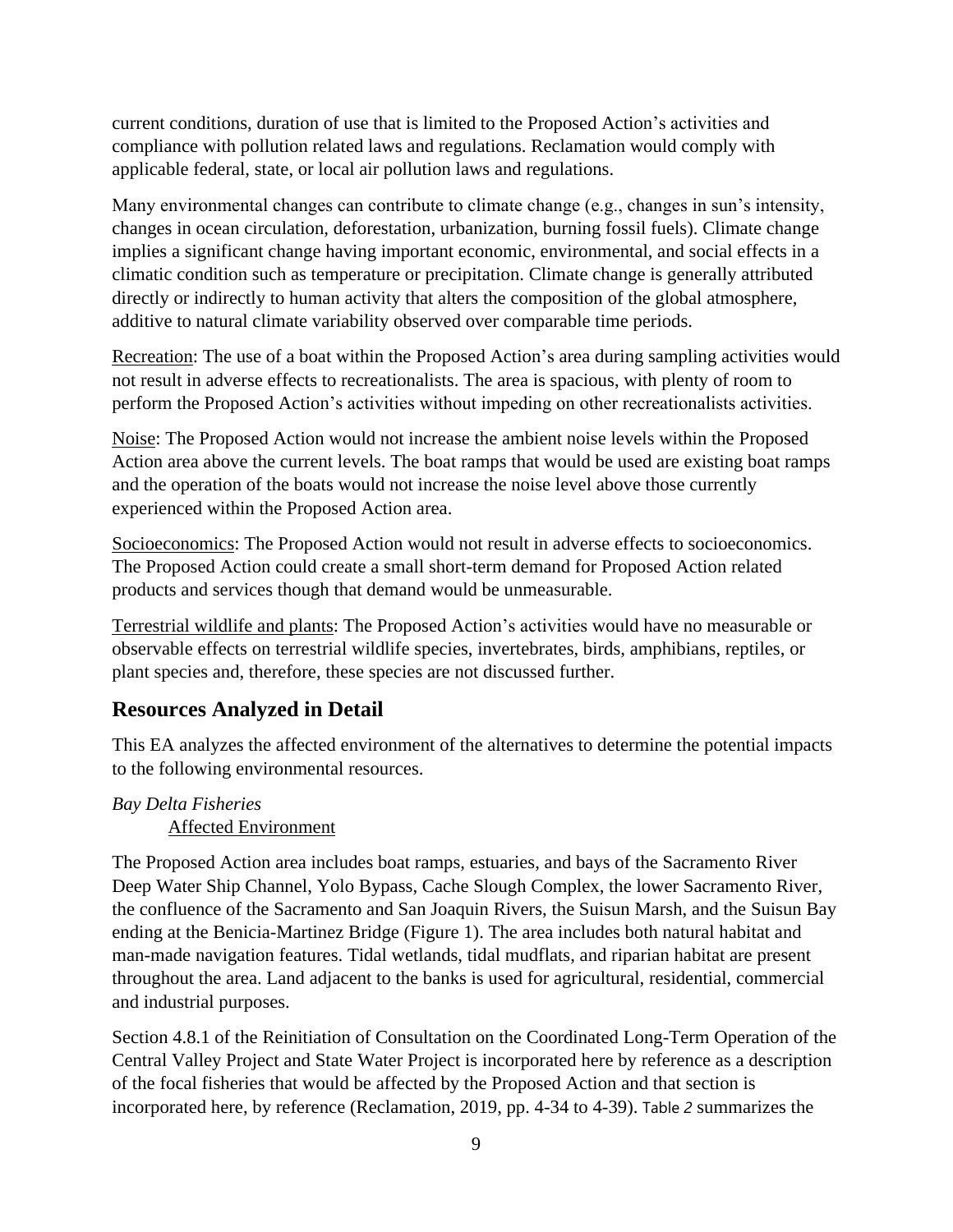current conditions, duration of use that is limited to the Proposed Action's activities and compliance with pollution related laws and regulations. Reclamation would comply with applicable federal, state, or local air pollution laws and regulations.

Many environmental changes can contribute to climate change (e.g., changes in sun's intensity, changes in ocean circulation, deforestation, urbanization, burning fossil fuels). Climate change implies a significant change having important economic, environmental, and social effects in a climatic condition such as temperature or precipitation. Climate change is generally attributed directly or indirectly to human activity that alters the composition of the global atmosphere, additive to natural climate variability observed over comparable time periods.

Recreation: The use of a boat within the Proposed Action's area during sampling activities would not result in adverse effects to recreationalists. The area is spacious, with plenty of room to perform the Proposed Action's activities without impeding on other recreationalists activities.

Noise: The Proposed Action would not increase the ambient noise levels within the Proposed Action area above the current levels. The boat ramps that would be used are existing boat ramps and the operation of the boats would not increase the noise level above those currently experienced within the Proposed Action area.

Socioeconomics: The Proposed Action would not result in adverse effects to socioeconomics. The Proposed Action could create a small short-term demand for Proposed Action related products and services though that demand would be unmeasurable.

Terrestrial wildlife and plants: The Proposed Action's activities would have no measurable or observable effects on terrestrial wildlife species, invertebrates, birds, amphibians, reptiles, or plant species and, therefore, these species are not discussed further.

## Resources Analyzed in Detail

This EA analyzes the affected environment of the alternatives to determine the potential impacts to the following environmental resources.

*Bay Delta Fisheries*

Affected Environment

The Proposed Action area includes boat ramps, estuaries, and bays of the Sacramento River Deep Water Ship Channel, Yolo Bypass, Cache Slough Complex, the lower Sacramento River, the confluence of the Sacramento and San Joaquin Rivers, the Suisun Marsh, and the Suisun Bay ending at the Benicia-Martinez Bridge (Figure 1). The area includes both natural habitat and man-made navigation features. Tidal wetlands, tidal mudflats, and riparian habitat are present throughout the area. Land adjacent to the banks is used for agricultural, residential, commercial and industrial purposes.

Section 4.8.1 of the Reinitiation of Consultation on the Coordinated Long-Term Operation of the Central Valley Project and State Water Project is incorporated here by reference as a description of the focal fisheries that would be affected by the Proposed Action and that section is incorporated here, by reference (Reclamation, 2019, pp. 4-34 to 4-39). Table *2* summarizes the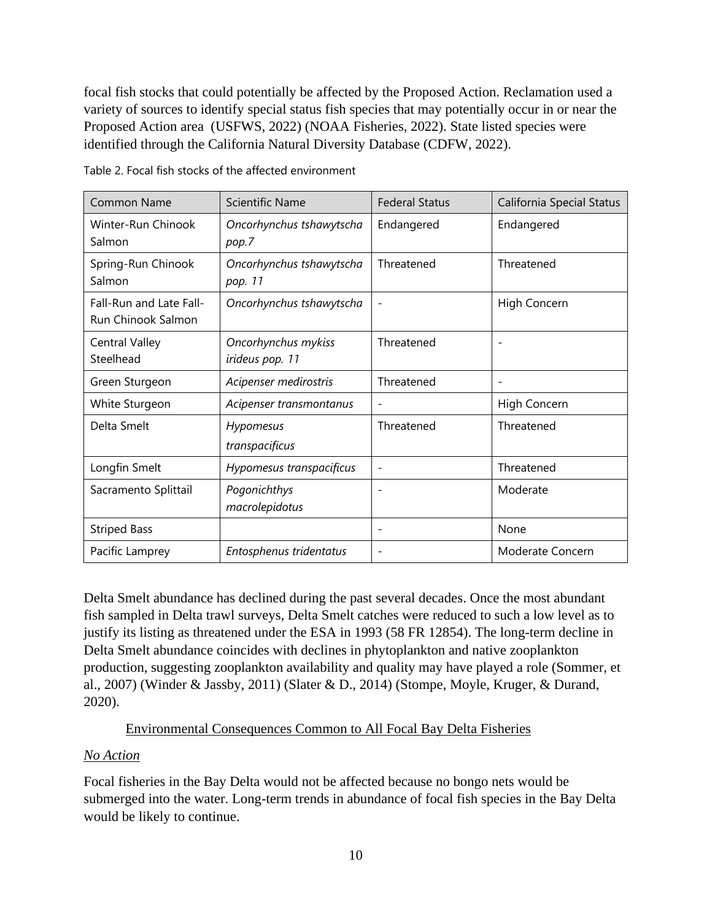focal fish stocks that could potentially be affected by the Proposed Action. Reclamation used a variety of sources to identify special status fish species that may potentially occur in or near the Proposed Action area (USFWS, 2022) (NOAA Fisheries, 2022). State listed species were identified through the California Natural Diversity Database (CDFW, 2022).

Table 2. Focal fish stocks of the affected environment

| Common Name | Scientific Name | Federal Status | California Special Status |
|---|---|---|---|
| Winter-Run Chinook Salmon | *Oncorhynchus tshawytscha pop.7* | Endangered | Endangered |
| Spring-Run Chinook Salmon | *Oncorhynchus tshawytscha pop. 11* | Threatened | Threatened |
| Fall-Run and Late Fall-Run Chinook Salmon | *Oncorhynchus tshawytscha* | - | High Concern |
| Central Valley Steelhead | *Oncorhynchus mykiss irideus pop. 11* | Threatened | - |
| Green Sturgeon | *Acipenser medirostris* | Threatened | - |
| White Sturgeon | *Acipenser transmontanus* | - | High Concern |
| Delta Smelt | *Hypomesus transpacificus* | Threatened | Threatened |
| Longfin Smelt | *Hypomesus transpacificus* | - | Threatened |
| Sacramento Splittail | *Pogonichthys macrolepidotus* | - | Moderate |
| Striped Bass | | - | None |
| Pacific Lamprey | *Entosphenus tridentatus* | - | Moderate Concern |

Delta Smelt abundance has declined during the past several decades. Once the most abundant fish sampled in Delta trawl surveys, Delta Smelt catches were reduced to such a low level as to justify its listing as threatened under the ESA in 1993 (58 FR 12854). The long-term decline in Delta Smelt abundance coincides with declines in phytoplankton and native zooplankton production, suggesting zooplankton availability and quality may have played a role (Sommer, et al., 2007) (Winder & Jassby, 2011) (Slater & D., 2014) (Stompe, Moyle, Kruger, & Durand, 2020).

<u>Environmental Consequences Common to All Focal Bay Delta Fisheries</u>

*<u>No Action</u>*

Focal fisheries in the Bay Delta would not be affected because no bongo nets would be submerged into the water. Long-term trends in abundance of focal fish species in the Bay Delta would be likely to continue.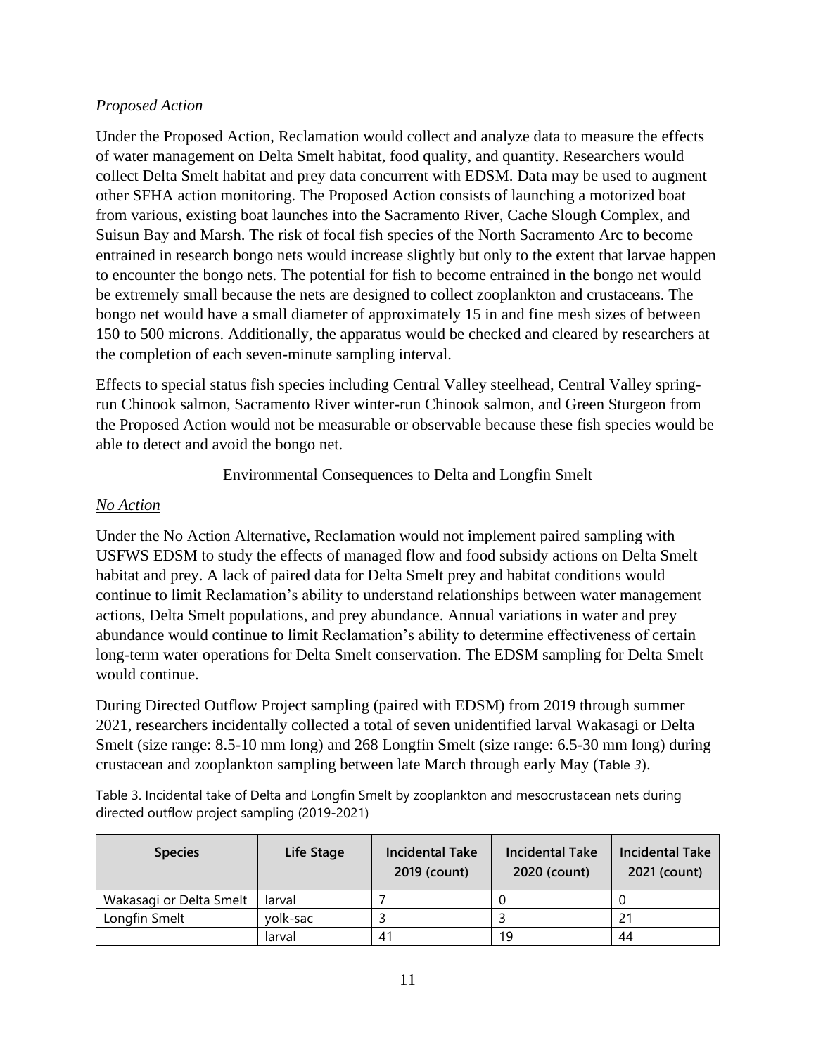*Proposed Action*

Under the Proposed Action, Reclamation would collect and analyze data to measure the effects of water management on Delta Smelt habitat, food quality, and quantity. Researchers would collect Delta Smelt habitat and prey data concurrent with EDSM. Data may be used to augment other SFHA action monitoring. The Proposed Action consists of launching a motorized boat from various, existing boat launches into the Sacramento River, Cache Slough Complex, and Suisun Bay and Marsh. The risk of focal fish species of the North Sacramento Arc to become entrained in research bongo nets would increase slightly but only to the extent that larvae happen to encounter the bongo nets. The potential for fish to become entrained in the bongo net would be extremely small because the nets are designed to collect zooplankton and crustaceans. The bongo net would have a small diameter of approximately 15 in and fine mesh sizes of between 150 to 500 microns. Additionally, the apparatus would be checked and cleared by researchers at the completion of each seven-minute sampling interval.

Effects to special status fish species including Central Valley steelhead, Central Valley spring-run Chinook salmon, Sacramento River winter-run Chinook salmon, and Green Sturgeon from the Proposed Action would not be measurable or observable because these fish species would be able to detect and avoid the bongo net.

## Environmental Consequences to Delta and Longfin Smelt

*No Action*

Under the No Action Alternative, Reclamation would not implement paired sampling with USFWS EDSM to study the effects of managed flow and food subsidy actions on Delta Smelt habitat and prey. A lack of paired data for Delta Smelt prey and habitat conditions would continue to limit Reclamation's ability to understand relationships between water management actions, Delta Smelt populations, and prey abundance. Annual variations in water and prey abundance would continue to limit Reclamation's ability to determine effectiveness of certain long-term water operations for Delta Smelt conservation. The EDSM sampling for Delta Smelt would continue.

During Directed Outflow Project sampling (paired with EDSM) from 2019 through summer 2021, researchers incidentally collected a total of seven unidentified larval Wakasagi or Delta Smelt (size range: 8.5-10 mm long) and 268 Longfin Smelt (size range: 6.5-30 mm long) during crustacean and zooplankton sampling between late March through early May (Table 3).

Table 3. Incidental take of Delta and Longfin Smelt by zooplankton and mesocrustacean nets during directed outflow project sampling (2019-2021)

| Species | Life Stage | Incidental Take 2019 (count) | Incidental Take 2020 (count) | Incidental Take 2021 (count) |
|---|---|---|---|---|
| Wakasagi or Delta Smelt | larval | 7 | 0 | 0 |
| Longfin Smelt | yolk-sac | 3 | 3 | 21 |
| | larval | 41 | 19 | 44 |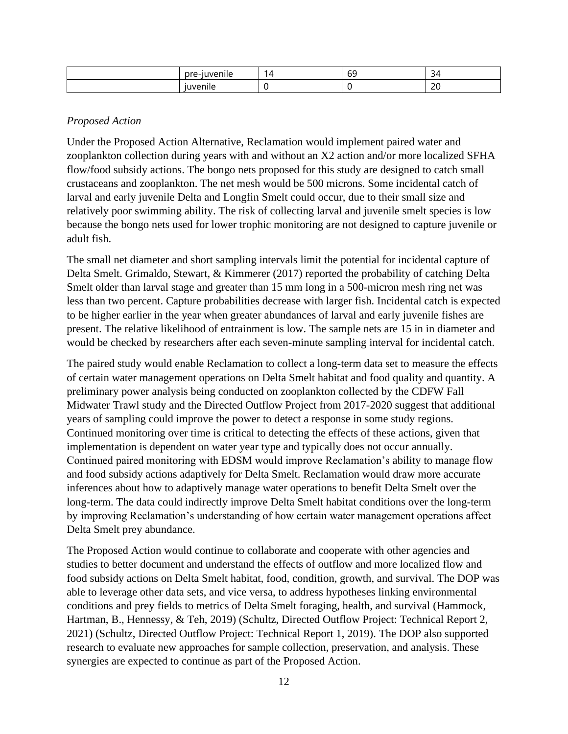| | | | | |
|---|---|---|---|---|
| | pre-juvenile | 14 | 69 | 34 |
| | juvenile | 0 | 0 | 20 |

*Proposed Action*

Under the Proposed Action Alternative, Reclamation would implement paired water and zooplankton collection during years with and without an X2 action and/or more localized SFHA flow/food subsidy actions. The bongo nets proposed for this study are designed to catch small crustaceans and zooplankton. The net mesh would be 500 microns. Some incidental catch of larval and early juvenile Delta and Longfin Smelt could occur, due to their small size and relatively poor swimming ability. The risk of collecting larval and juvenile smelt species is low because the bongo nets used for lower trophic monitoring are not designed to capture juvenile or adult fish.

The small net diameter and short sampling intervals limit the potential for incidental capture of Delta Smelt. Grimaldo, Stewart, & Kimmerer (2017) reported the probability of catching Delta Smelt older than larval stage and greater than 15 mm long in a 500-micron mesh ring net was less than two percent. Capture probabilities decrease with larger fish. Incidental catch is expected to be higher earlier in the year when greater abundances of larval and early juvenile fishes are present. The relative likelihood of entrainment is low. The sample nets are 15 in in diameter and would be checked by researchers after each seven-minute sampling interval for incidental catch.

The paired study would enable Reclamation to collect a long-term data set to measure the effects of certain water management operations on Delta Smelt habitat and food quality and quantity. A preliminary power analysis being conducted on zooplankton collected by the CDFW Fall Midwater Trawl study and the Directed Outflow Project from 2017-2020 suggest that additional years of sampling could improve the power to detect a response in some study regions. Continued monitoring over time is critical to detecting the effects of these actions, given that implementation is dependent on water year type and typically does not occur annually. Continued paired monitoring with EDSM would improve Reclamation's ability to manage flow and food subsidy actions adaptively for Delta Smelt. Reclamation would draw more accurate inferences about how to adaptively manage water operations to benefit Delta Smelt over the long-term. The data could indirectly improve Delta Smelt habitat conditions over the long-term by improving Reclamation's understanding of how certain water management operations affect Delta Smelt prey abundance.

The Proposed Action would continue to collaborate and cooperate with other agencies and studies to better document and understand the effects of outflow and more localized flow and food subsidy actions on Delta Smelt habitat, food, condition, growth, and survival. The DOP was able to leverage other data sets, and vice versa, to address hypotheses linking environmental conditions and prey fields to metrics of Delta Smelt foraging, health, and survival (Hammock, Hartman, B., Hennessy, & Teh, 2019) (Schultz, Directed Outflow Project: Technical Report 2, 2021) (Schultz, Directed Outflow Project: Technical Report 1, 2019). The DOP also supported research to evaluate new approaches for sample collection, preservation, and analysis. These synergies are expected to continue as part of the Proposed Action.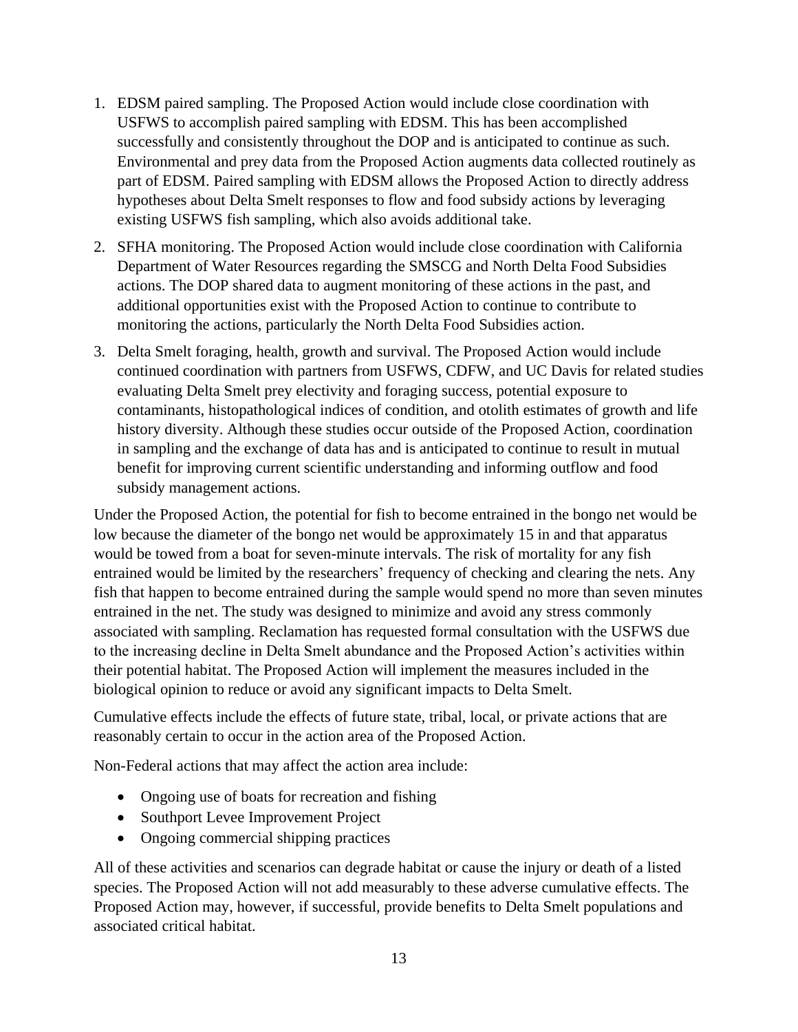1. EDSM paired sampling. The Proposed Action would include close coordination with USFWS to accomplish paired sampling with EDSM. This has been accomplished successfully and consistently throughout the DOP and is anticipated to continue as such. Environmental and prey data from the Proposed Action augments data collected routinely as part of EDSM. Paired sampling with EDSM allows the Proposed Action to directly address hypotheses about Delta Smelt responses to flow and food subsidy actions by leveraging existing USFWS fish sampling, which also avoids additional take.
2. SFHA monitoring. The Proposed Action would include close coordination with California Department of Water Resources regarding the SMSCG and North Delta Food Subsidies actions. The DOP shared data to augment monitoring of these actions in the past, and additional opportunities exist with the Proposed Action to continue to contribute to monitoring the actions, particularly the North Delta Food Subsidies action.
3. Delta Smelt foraging, health, growth and survival. The Proposed Action would include continued coordination with partners from USFWS, CDFW, and UC Davis for related studies evaluating Delta Smelt prey electivity and foraging success, potential exposure to contaminants, histopathological indices of condition, and otolith estimates of growth and life history diversity. Although these studies occur outside of the Proposed Action, coordination in sampling and the exchange of data has and is anticipated to continue to result in mutual benefit for improving current scientific understanding and informing outflow and food subsidy management actions.

Under the Proposed Action, the potential for fish to become entrained in the bongo net would be low because the diameter of the bongo net would be approximately 15 in and that apparatus would be towed from a boat for seven-minute intervals. The risk of mortality for any fish entrained would be limited by the researchers' frequency of checking and clearing the nets. Any fish that happen to become entrained during the sample would spend no more than seven minutes entrained in the net. The study was designed to minimize and avoid any stress commonly associated with sampling. Reclamation has requested formal consultation with the USFWS due to the increasing decline in Delta Smelt abundance and the Proposed Action's activities within their potential habitat. The Proposed Action will implement the measures included in the biological opinion to reduce or avoid any significant impacts to Delta Smelt.

Cumulative effects include the effects of future state, tribal, local, or private actions that are reasonably certain to occur in the action area of the Proposed Action.

Non-Federal actions that may affect the action area include:

- Ongoing use of boats for recreation and fishing
- Southport Levee Improvement Project
- Ongoing commercial shipping practices

All of these activities and scenarios can degrade habitat or cause the injury or death of a listed species. The Proposed Action will not add measurably to these adverse cumulative effects. The Proposed Action may, however, if successful, provide benefits to Delta Smelt populations and associated critical habitat.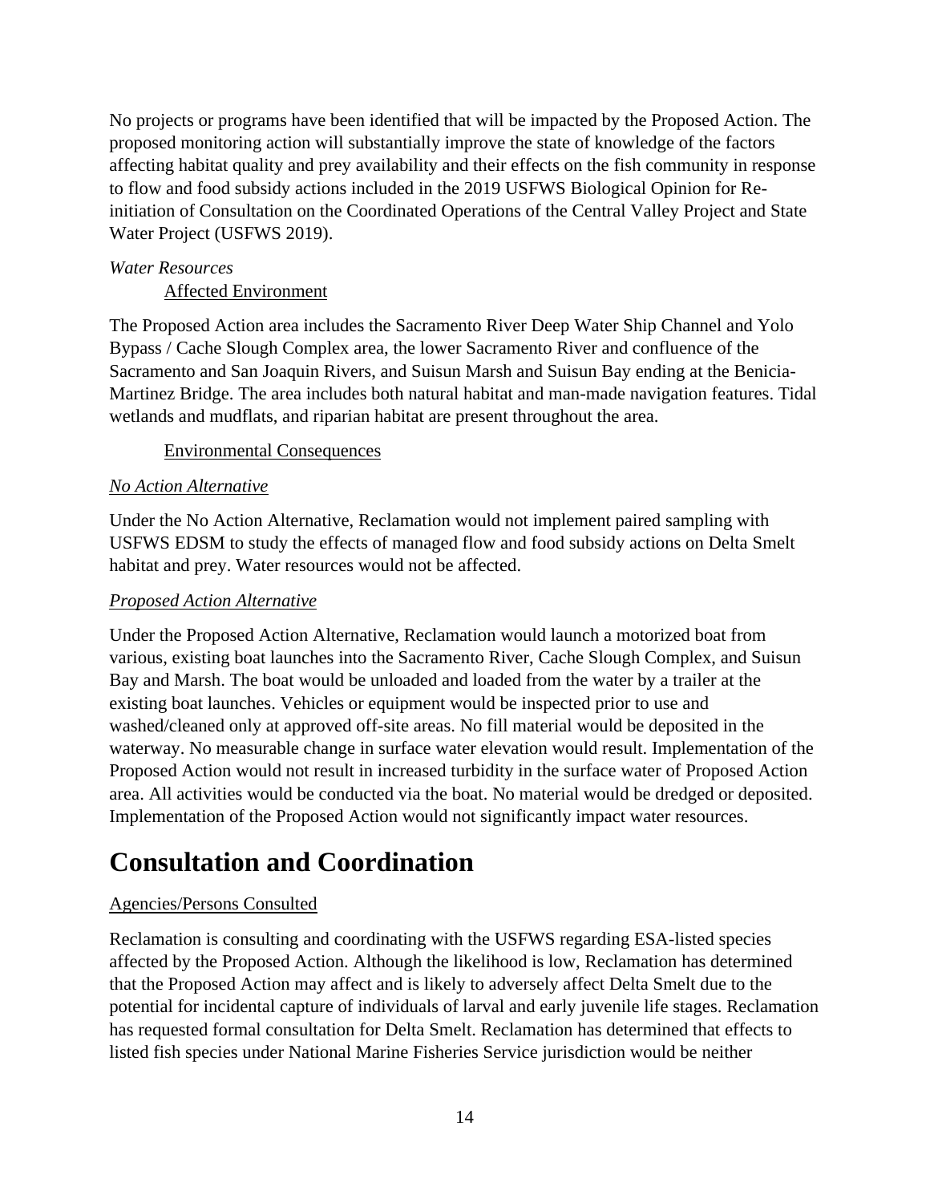No projects or programs have been identified that will be impacted by the Proposed Action. The proposed monitoring action will substantially improve the state of knowledge of the factors affecting habitat quality and prey availability and their effects on the fish community in response to flow and food subsidy actions included in the 2019 USFWS Biological Opinion for Re-initiation of Consultation on the Coordinated Operations of the Central Valley Project and State Water Project (USFWS 2019).

*Water Resources*

Affected Environment

The Proposed Action area includes the Sacramento River Deep Water Ship Channel and Yolo Bypass / Cache Slough Complex area, the lower Sacramento River and confluence of the Sacramento and San Joaquin Rivers, and Suisun Marsh and Suisun Bay ending at the Benicia-Martinez Bridge. The area includes both natural habitat and man-made navigation features. Tidal wetlands and mudflats, and riparian habitat are present throughout the area.

Environmental Consequences

*No Action Alternative*

Under the No Action Alternative, Reclamation would not implement paired sampling with USFWS EDSM to study the effects of managed flow and food subsidy actions on Delta Smelt habitat and prey. Water resources would not be affected.

*Proposed Action Alternative*

Under the Proposed Action Alternative, Reclamation would launch a motorized boat from various, existing boat launches into the Sacramento River, Cache Slough Complex, and Suisun Bay and Marsh. The boat would be unloaded and loaded from the water by a trailer at the existing boat launches. Vehicles or equipment would be inspected prior to use and washed/cleaned only at approved off-site areas. No fill material would be deposited in the waterway. No measurable change in surface water elevation would result. Implementation of the Proposed Action would not result in increased turbidity in the surface water of Proposed Action area. All activities would be conducted via the boat. No material would be dredged or deposited. Implementation of the Proposed Action would not significantly impact water resources.

# Consultation and Coordination

Agencies/Persons Consulted

Reclamation is consulting and coordinating with the USFWS regarding ESA-listed species affected by the Proposed Action. Although the likelihood is low, Reclamation has determined that the Proposed Action may affect and is likely to adversely affect Delta Smelt due to the potential for incidental capture of individuals of larval and early juvenile life stages. Reclamation has requested formal consultation for Delta Smelt. Reclamation has determined that effects to listed fish species under National Marine Fisheries Service jurisdiction would be neither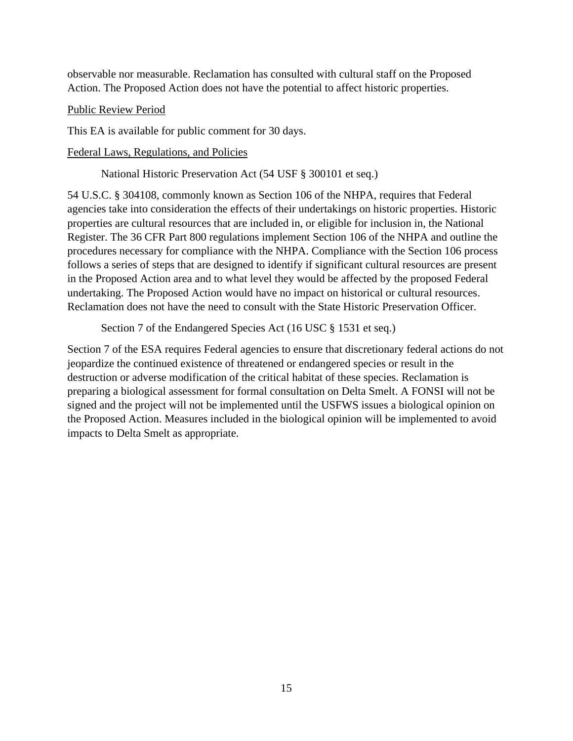observable nor measurable. Reclamation has consulted with cultural staff on the Proposed Action. The Proposed Action does not have the potential to affect historic properties.

<u>Public Review Period</u>

This EA is available for public comment for 30 days.

<u>Federal Laws, Regulations, and Policies</u>

National Historic Preservation Act (54 USF § 300101 et seq.)

54 U.S.C. § 304108, commonly known as Section 106 of the NHPA, requires that Federal agencies take into consideration the effects of their undertakings on historic properties. Historic properties are cultural resources that are included in, or eligible for inclusion in, the National Register. The 36 CFR Part 800 regulations implement Section 106 of the NHPA and outline the procedures necessary for compliance with the NHPA. Compliance with the Section 106 process follows a series of steps that are designed to identify if significant cultural resources are present in the Proposed Action area and to what level they would be affected by the proposed Federal undertaking. The Proposed Action would have no impact on historical or cultural resources. Reclamation does not have the need to consult with the State Historic Preservation Officer.

Section 7 of the Endangered Species Act (16 USC § 1531 et seq.)

Section 7 of the ESA requires Federal agencies to ensure that discretionary federal actions do not jeopardize the continued existence of threatened or endangered species or result in the destruction or adverse modification of the critical habitat of these species. Reclamation is preparing a biological assessment for formal consultation on Delta Smelt. A FONSI will not be signed and the project will not be implemented until the USFWS issues a biological opinion on the Proposed Action. Measures included in the biological opinion will be implemented to avoid impacts to Delta Smelt as appropriate.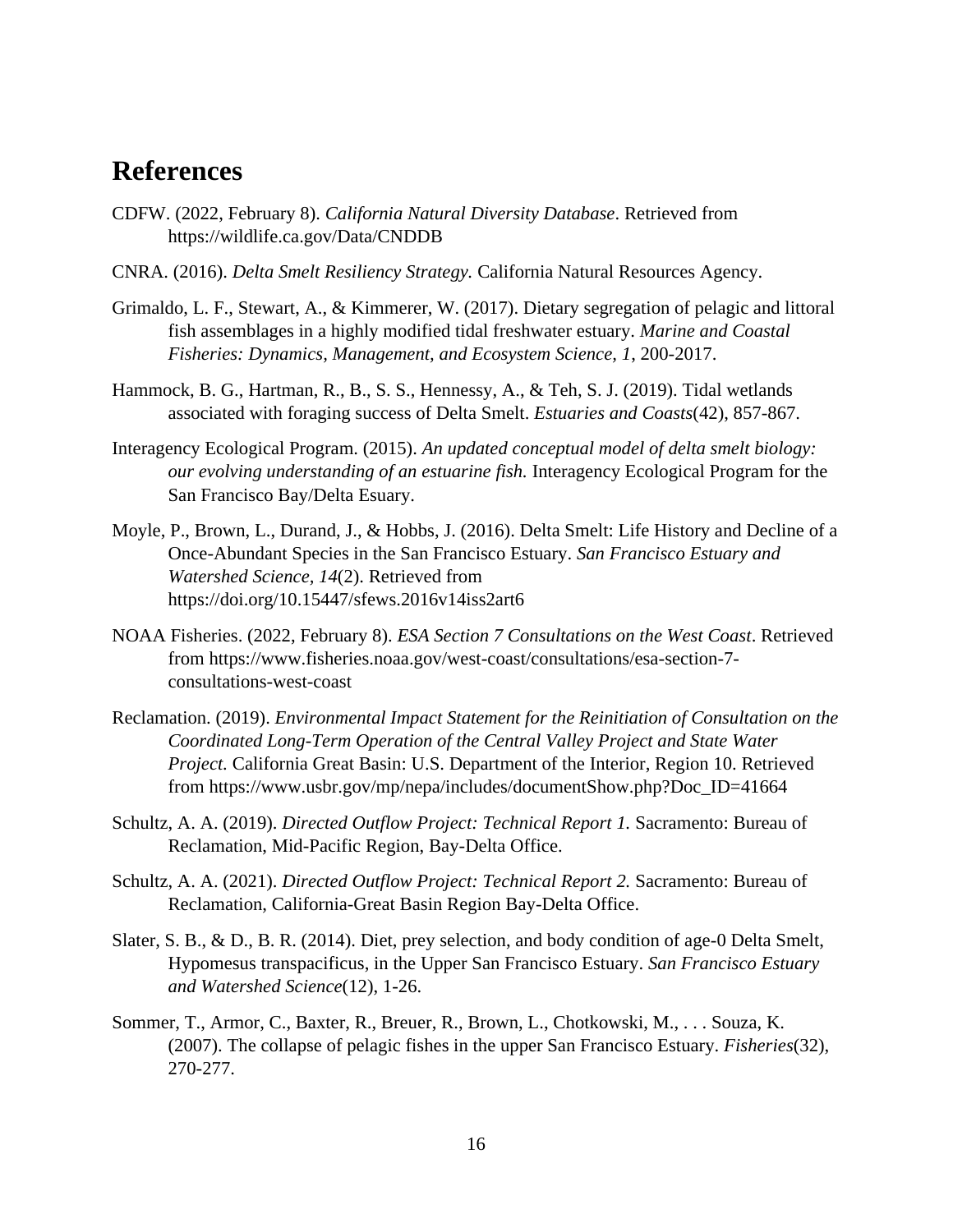# References

CDFW. (2022, February 8). *California Natural Diversity Database*. Retrieved from https://wildlife.ca.gov/Data/CNDDB

CNRA. (2016). *Delta Smelt Resiliency Strategy.* California Natural Resources Agency.

Grimaldo, L. F., Stewart, A., & Kimmerer, W. (2017). Dietary segregation of pelagic and littoral fish assemblages in a highly modified tidal freshwater estuary. *Marine and Coastal Fisheries: Dynamics, Management, and Ecosystem Science, 1*, 200-2017.

Hammock, B. G., Hartman, R., B., S. S., Hennessy, A., & Teh, S. J. (2019). Tidal wetlands associated with foraging success of Delta Smelt. *Estuaries and Coasts*(42), 857-867.

Interagency Ecological Program. (2015). *An updated conceptual model of delta smelt biology: our evolving understanding of an estuarine fish.* Interagency Ecological Program for the San Francisco Bay/Delta Esuary.

Moyle, P., Brown, L., Durand, J., & Hobbs, J. (2016). Delta Smelt: Life History and Decline of a Once-Abundant Species in the San Francisco Estuary. *San Francisco Estuary and Watershed Science, 14*(2). Retrieved from https://doi.org/10.15447/sfews.2016v14iss2art6

NOAA Fisheries. (2022, February 8). *ESA Section 7 Consultations on the West Coast*. Retrieved from https://www.fisheries.noaa.gov/west-coast/consultations/esa-section-7-consultations-west-coast

Reclamation. (2019). *Environmental Impact Statement for the Reinitiation of Consultation on the Coordinated Long-Term Operation of the Central Valley Project and State Water Project.* California Great Basin: U.S. Department of the Interior, Region 10. Retrieved from https://www.usbr.gov/mp/nepa/includes/documentShow.php?Doc_ID=41664

Schultz, A. A. (2019). *Directed Outflow Project: Technical Report 1.* Sacramento: Bureau of Reclamation, Mid-Pacific Region, Bay-Delta Office.

Schultz, A. A. (2021). *Directed Outflow Project: Technical Report 2.* Sacramento: Bureau of Reclamation, California-Great Basin Region Bay-Delta Office.

Slater, S. B., & D., B. R. (2014). Diet, prey selection, and body condition of age-0 Delta Smelt, Hypomesus transpacificus, in the Upper San Francisco Estuary. *San Francisco Estuary and Watershed Science*(12), 1-26.

Sommer, T., Armor, C., Baxter, R., Breuer, R., Brown, L., Chotkowski, M., . . . Souza, K. (2007). The collapse of pelagic fishes in the upper San Francisco Estuary. *Fisheries*(32), 270-277.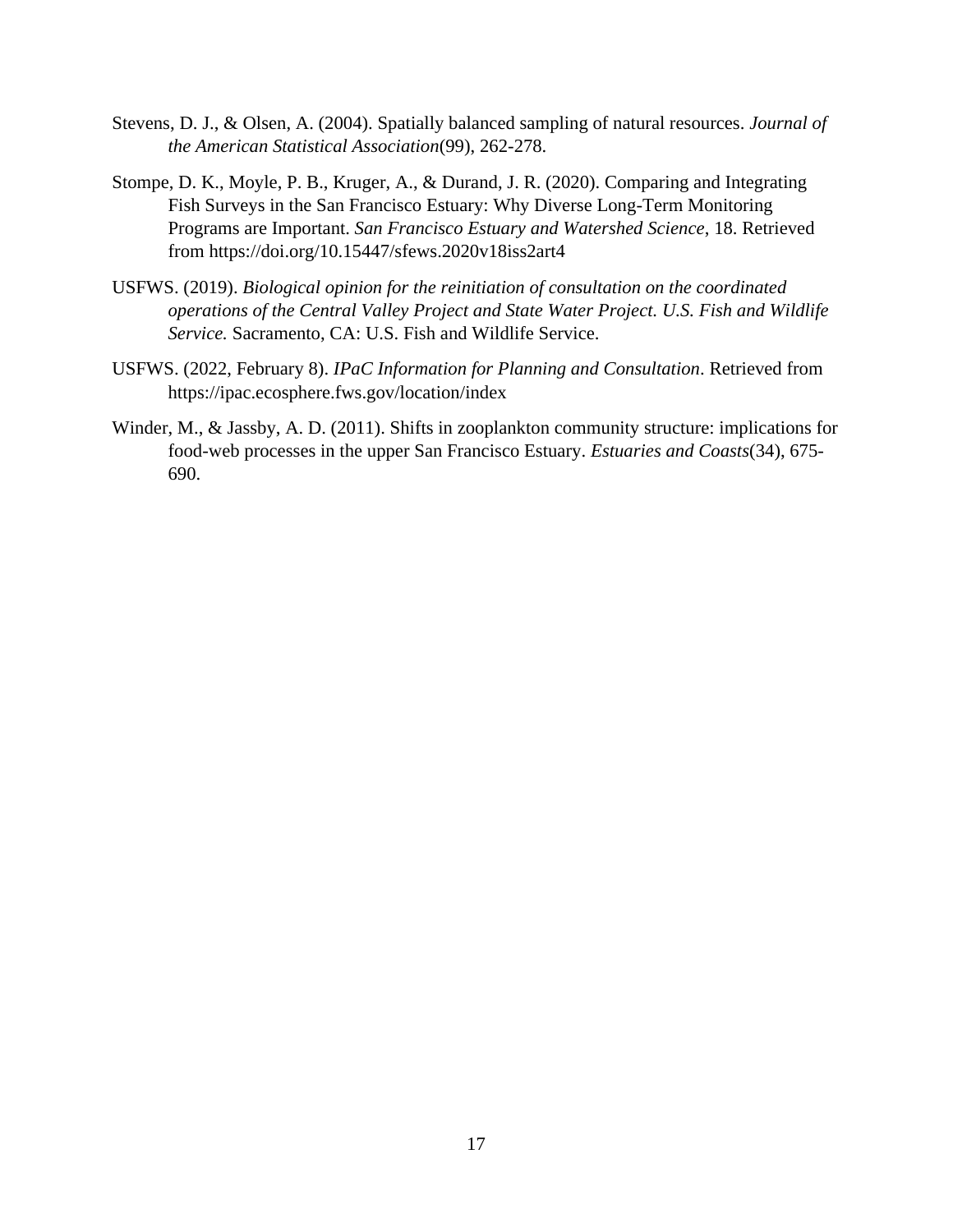Stevens, D. J., & Olsen, A. (2004). Spatially balanced sampling of natural resources. *Journal of the American Statistical Association*(99), 262-278.

Stompe, D. K., Moyle, P. B., Kruger, A., & Durand, J. R. (2020). Comparing and Integrating Fish Surveys in the San Francisco Estuary: Why Diverse Long-Term Monitoring Programs are Important. *San Francisco Estuary and Watershed Science*, 18. Retrieved from https://doi.org/10.15447/sfews.2020v18iss2art4

USFWS. (2019). *Biological opinion for the reinitiation of consultation on the coordinated operations of the Central Valley Project and State Water Project. U.S. Fish and Wildlife Service.* Sacramento, CA: U.S. Fish and Wildlife Service.

USFWS. (2022, February 8). *IPaC Information for Planning and Consultation*. Retrieved from https://ipac.ecosphere.fws.gov/location/index

Winder, M., & Jassby, A. D. (2011). Shifts in zooplankton community structure: implications for food-web processes in the upper San Francisco Estuary. *Estuaries and Coasts*(34), 675-690.